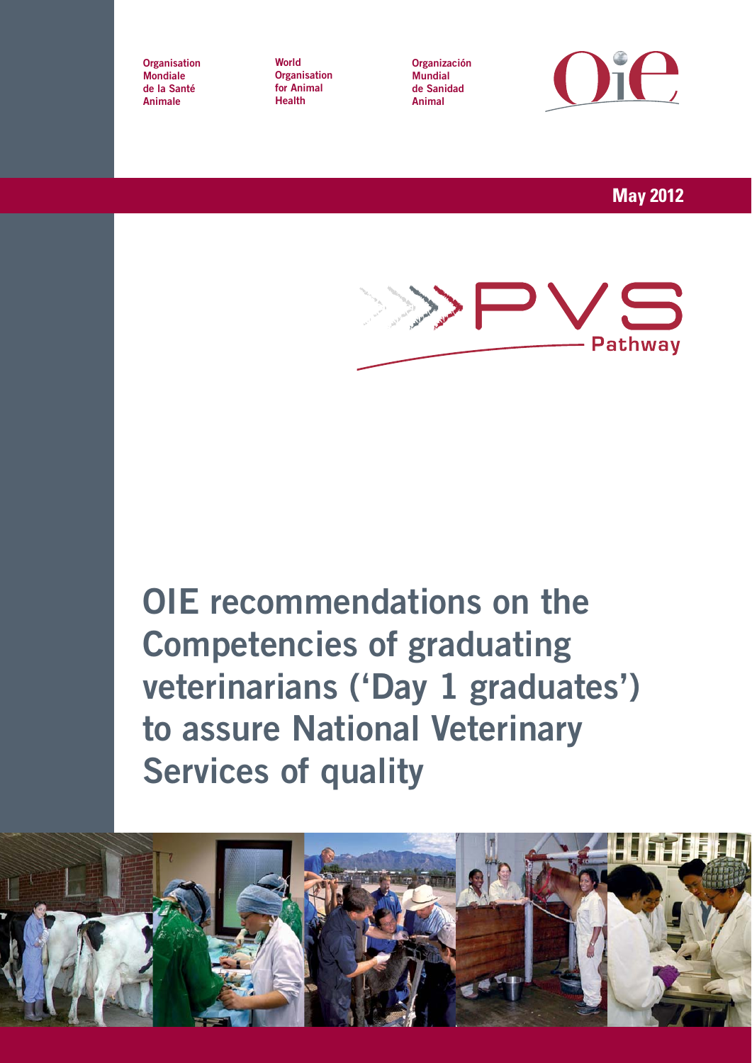Organisation Mondiale de la Santé Animale

World Organisation for Animal Health

Organización Mundial de Sanidad Animal

May 2012

PVS Pathway

# OIE recommendations on the Competencies of graduating veterinarians ('Day 1 graduates') to assure National Veterinary Services of quality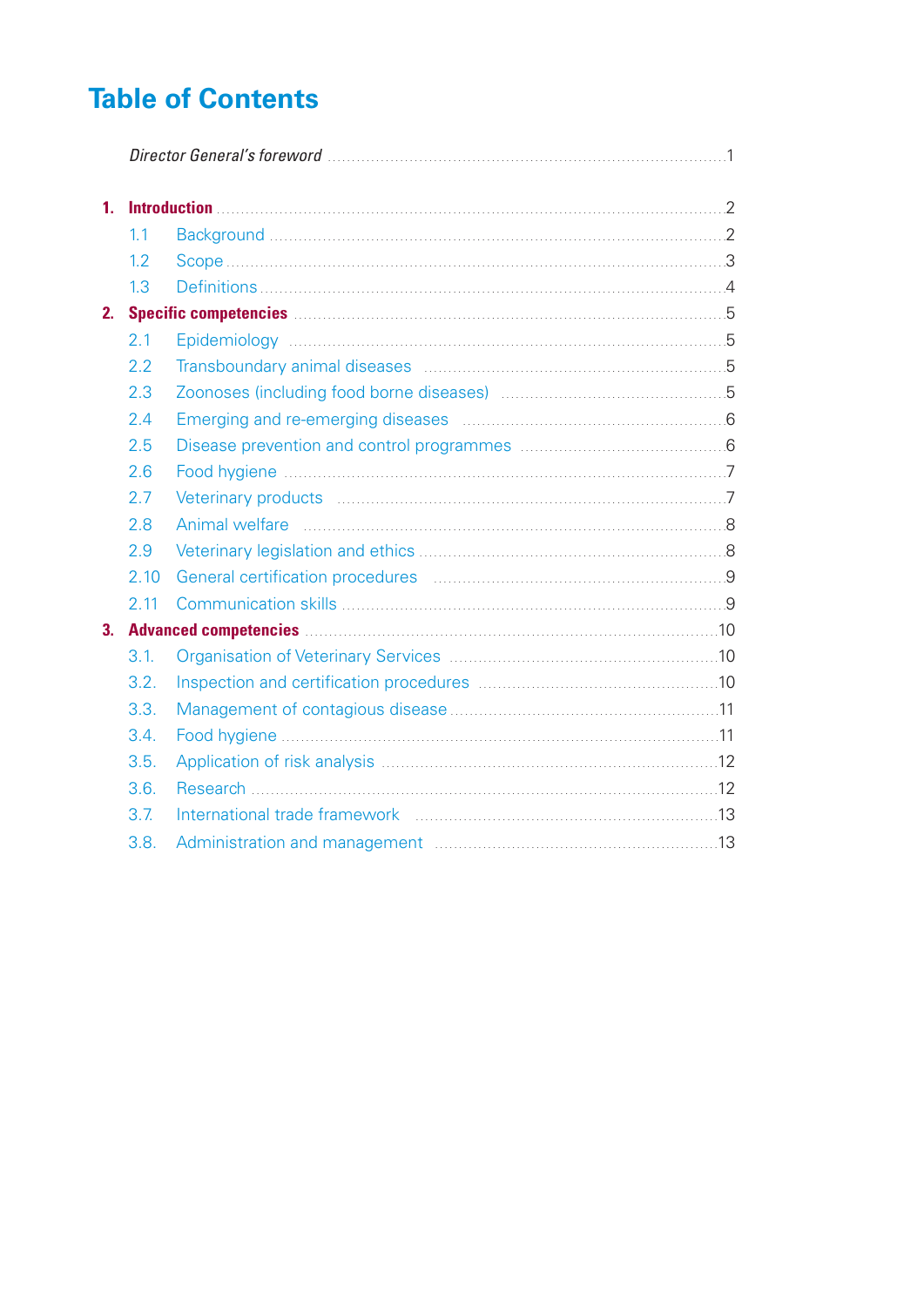# Table of Contents

*Director General's foreword* ... 1

1. **Introduction** ... 2
   - 1.1 Background ... 2
   - 1.2 Scope ... 3
   - 1.3 Definitions ... 4
2. **Specific competencies** ... 5
   - 2.1 Epidemiology ... 5
   - 2.2 Transboundary animal diseases ... 5
   - 2.3 Zoonoses (including food borne diseases) ... 5
   - 2.4 Emerging and re-emerging diseases ... 6
   - 2.5 Disease prevention and control programmes ... 6
   - 2.6 Food hygiene ... 7
   - 2.7 Veterinary products ... 7
   - 2.8 Animal welfare ... 8
   - 2.9 Veterinary legislation and ethics ... 8
   - 2.10 General certification procedures ... 9
   - 2.11 Communication skills ... 9
3. **Advanced competencies** ... 10
   - 3.1. Organisation of Veterinary Services ... 10
   - 3.2. Inspection and certification procedures ... 10
   - 3.3. Management of contagious disease ... 11
   - 3.4. Food hygiene ... 11
   - 3.5. Application of risk analysis ... 12
   - 3.6. Research ... 12
   - 3.7. International trade framework ... 13
   - 3.8. Administration and management ... 13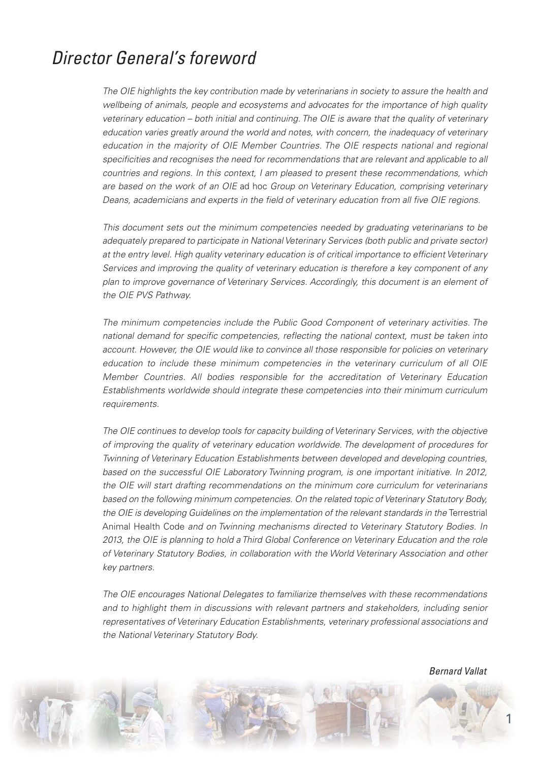# *Director General's foreword*

*The OIE highlights the key contribution made by veterinarians in society to assure the health and wellbeing of animals, people and ecosystems and advocates for the importance of high quality veterinary education – both initial and continuing. The OIE is aware that the quality of veterinary education varies greatly around the world and notes, with concern, the inadequacy of veterinary education in the majority of OIE Member Countries. The OIE respects national and regional specificities and recognises the need for recommendations that are relevant and applicable to all countries and regions. In this context, I am pleased to present these recommendations, which are based on the work of an OIE* ad hoc *Group on Veterinary Education, comprising veterinary Deans, academicians and experts in the field of veterinary education from all five OIE regions.*

*This document sets out the minimum competencies needed by graduating veterinarians to be adequately prepared to participate in National Veterinary Services (both public and private sector) at the entry level. High quality veterinary education is of critical importance to efficient Veterinary Services and improving the quality of veterinary education is therefore a key component of any plan to improve governance of Veterinary Services. Accordingly, this document is an element of the OIE PVS Pathway.*

*The minimum competencies include the Public Good Component of veterinary activities. The national demand for specific competencies, reflecting the national context, must be taken into account. However, the OIE would like to convince all those responsible for policies on veterinary education to include these minimum competencies in the veterinary curriculum of all OIE Member Countries. All bodies responsible for the accreditation of Veterinary Education Establishments worldwide should integrate these competencies into their minimum curriculum requirements.*

*The OIE continues to develop tools for capacity building of Veterinary Services, with the objective of improving the quality of veterinary education worldwide. The development of procedures for Twinning of Veterinary Education Establishments between developed and developing countries, based on the successful OIE Laboratory Twinning program, is one important initiative. In 2012, the OIE will start drafting recommendations on the minimum core curriculum for veterinarians based on the following minimum competencies. On the related topic of Veterinary Statutory Body, the OIE is developing Guidelines on the implementation of the relevant standards in the* Terrestrial Animal Health Code *and on Twinning mechanisms directed to Veterinary Statutory Bodies. In 2013, the OIE is planning to hold a Third Global Conference on Veterinary Education and the role of Veterinary Statutory Bodies, in collaboration with the World Veterinary Association and other key partners.*

*The OIE encourages National Delegates to familiarize themselves with these recommendations and to highlight them in discussions with relevant partners and stakeholders, including senior representatives of Veterinary Education Establishments, veterinary professional associations and the National Veterinary Statutory Body.*

*Bernard Vallat*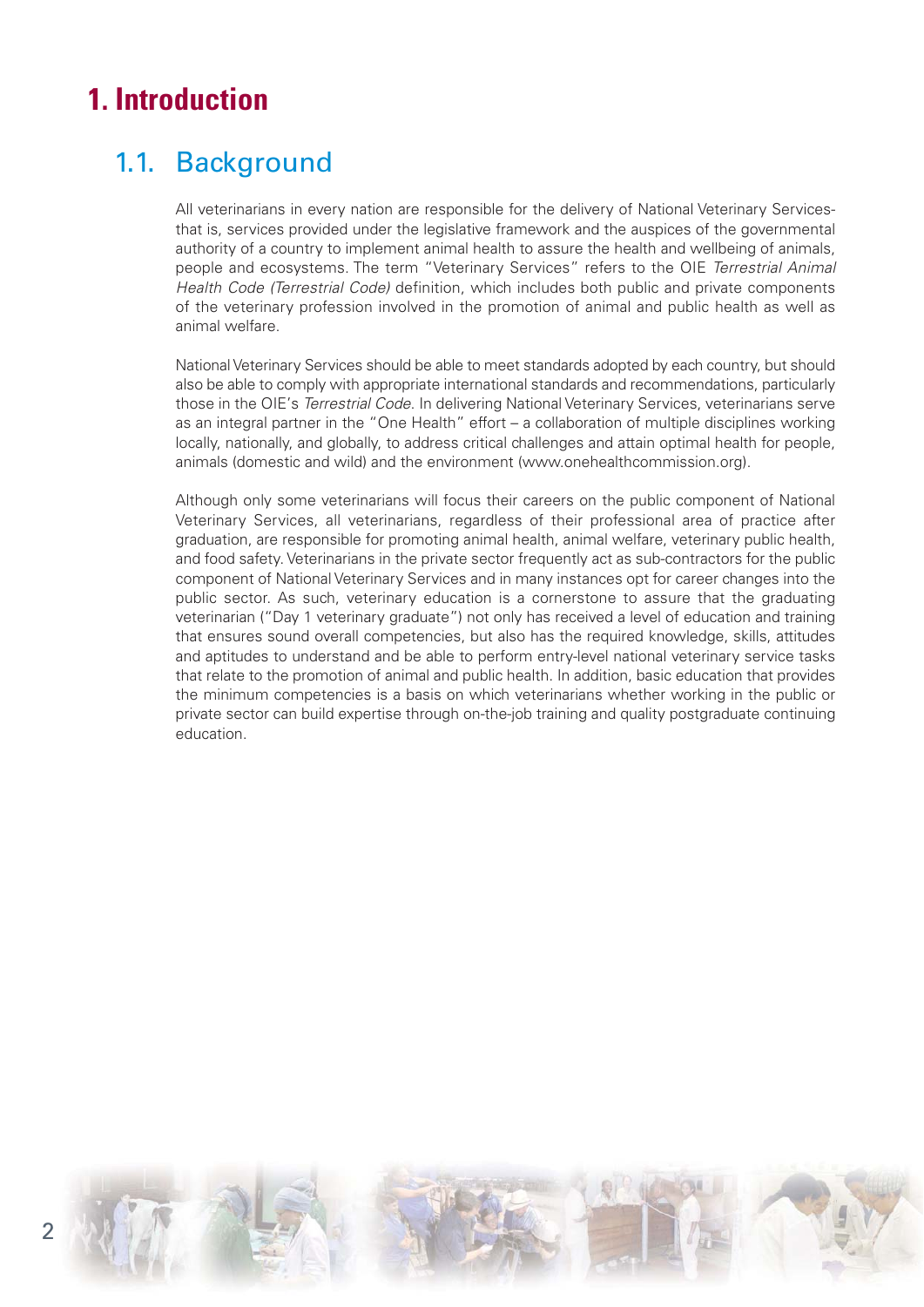# 1. Introduction

## 1.1. Background

All veterinarians in every nation are responsible for the delivery of National Veterinary Services- that is, services provided under the legislative framework and the auspices of the governmental authority of a country to implement animal health to assure the health and wellbeing of animals, people and ecosystems. The term "Veterinary Services" refers to the OIE *Terrestrial Animal Health Code (Terrestrial Code)* definition, which includes both public and private components of the veterinary profession involved in the promotion of animal and public health as well as animal welfare.

National Veterinary Services should be able to meet standards adopted by each country, but should also be able to comply with appropriate international standards and recommendations, particularly those in the OIE's *Terrestrial Code*. In delivering National Veterinary Services, veterinarians serve as an integral partner in the "One Health" effort – a collaboration of multiple disciplines working locally, nationally, and globally, to address critical challenges and attain optimal health for people, animals (domestic and wild) and the environment (www.onehealthcommission.org).

Although only some veterinarians will focus their careers on the public component of National Veterinary Services, all veterinarians, regardless of their professional area of practice after graduation, are responsible for promoting animal health, animal welfare, veterinary public health, and food safety. Veterinarians in the private sector frequently act as sub-contractors for the public component of National Veterinary Services and in many instances opt for career changes into the public sector. As such, veterinary education is a cornerstone to assure that the graduating veterinarian ("Day 1 veterinary graduate") not only has received a level of education and training that ensures sound overall competencies, but also has the required knowledge, skills, attitudes and aptitudes to understand and be able to perform entry-level national veterinary service tasks that relate to the promotion of animal and public health. In addition, basic education that provides the minimum competencies is a basis on which veterinarians whether working in the public or private sector can build expertise through on-the-job training and quality postgraduate continuing education.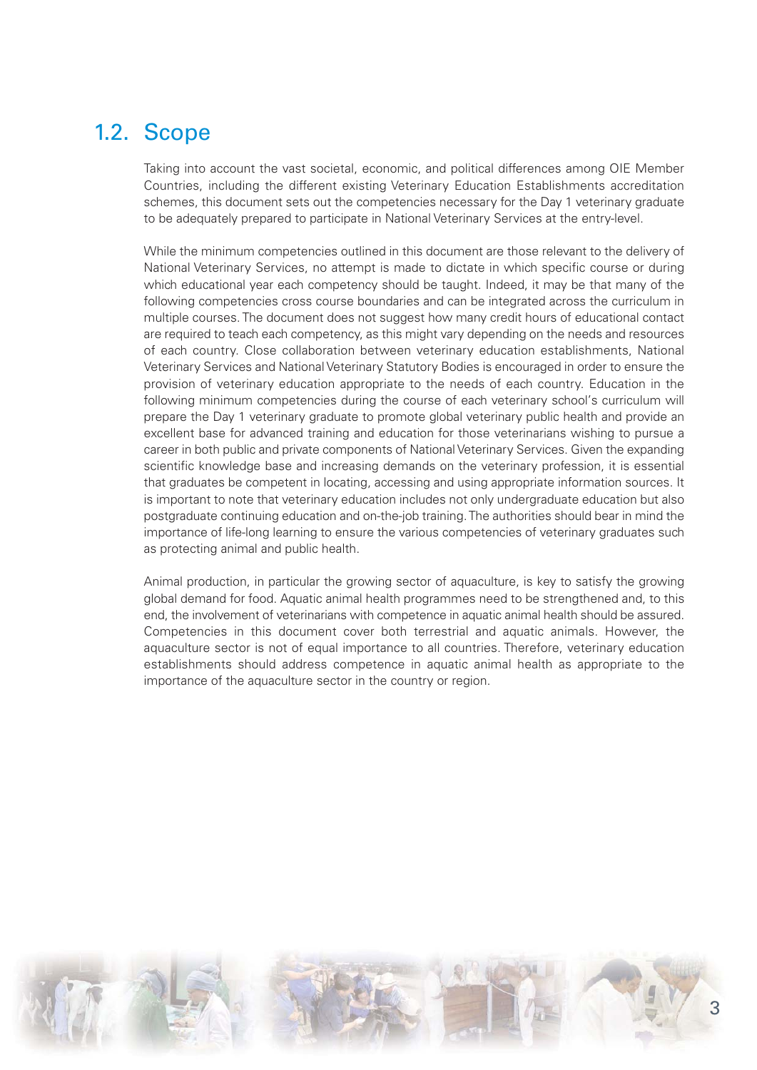## 1.2. Scope

Taking into account the vast societal, economic, and political differences among OIE Member Countries, including the different existing Veterinary Education Establishments accreditation schemes, this document sets out the competencies necessary for the Day 1 veterinary graduate to be adequately prepared to participate in National Veterinary Services at the entry-level.

While the minimum competencies outlined in this document are those relevant to the delivery of National Veterinary Services, no attempt is made to dictate in which specific course or during which educational year each competency should be taught. Indeed, it may be that many of the following competencies cross course boundaries and can be integrated across the curriculum in multiple courses. The document does not suggest how many credit hours of educational contact are required to teach each competency, as this might vary depending on the needs and resources of each country. Close collaboration between veterinary education establishments, National Veterinary Services and National Veterinary Statutory Bodies is encouraged in order to ensure the provision of veterinary education appropriate to the needs of each country. Education in the following minimum competencies during the course of each veterinary school's curriculum will prepare the Day 1 veterinary graduate to promote global veterinary public health and provide an excellent base for advanced training and education for those veterinarians wishing to pursue a career in both public and private components of National Veterinary Services. Given the expanding scientific knowledge base and increasing demands on the veterinary profession, it is essential that graduates be competent in locating, accessing and using appropriate information sources. It is important to note that veterinary education includes not only undergraduate education but also postgraduate continuing education and on-the-job training. The authorities should bear in mind the importance of life-long learning to ensure the various competencies of veterinary graduates such as protecting animal and public health.

Animal production, in particular the growing sector of aquaculture, is key to satisfy the growing global demand for food. Aquatic animal health programmes need to be strengthened and, to this end, the involvement of veterinarians with competence in aquatic animal health should be assured. Competencies in this document cover both terrestrial and aquatic animals. However, the aquaculture sector is not of equal importance to all countries. Therefore, veterinary education establishments should address competence in aquatic animal health as appropriate to the importance of the aquaculture sector in the country or region.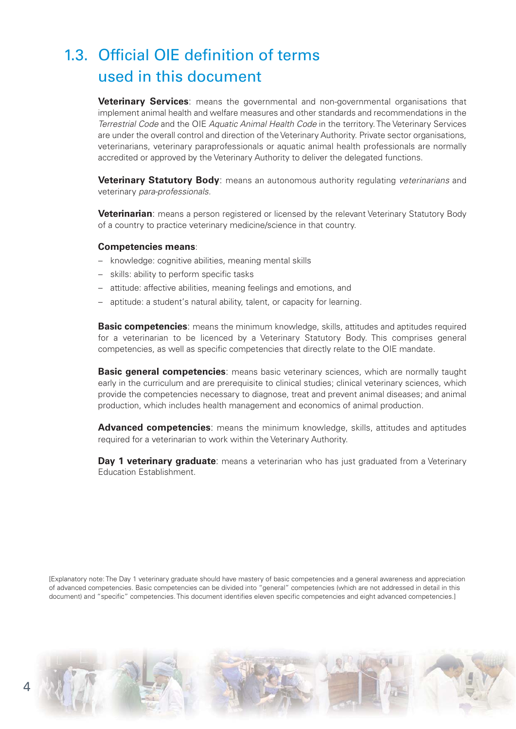## 1.3. Official OIE definition of terms used in this document

**Veterinary Services**: means the governmental and non-governmental organisations that implement animal health and welfare measures and other standards and recommendations in the *Terrestrial Code* and the OIE *Aquatic Animal Health Code* in the territory. The Veterinary Services are under the overall control and direction of the Veterinary Authority. Private sector organisations, veterinarians, veterinary paraprofessionals or aquatic animal health professionals are normally accredited or approved by the Veterinary Authority to deliver the delegated functions.

**Veterinary Statutory Body**: means an autonomous authority regulating *veterinarians* and veterinary *para-professionals*.

**Veterinarian**: means a person registered or licensed by the relevant Veterinary Statutory Body of a country to practice veterinary medicine/science in that country.

**Competencies means**:

- knowledge: cognitive abilities, meaning mental skills
- skills: ability to perform specific tasks
- attitude: affective abilities, meaning feelings and emotions, and
- aptitude: a student's natural ability, talent, or capacity for learning.

**Basic competencies**: means the minimum knowledge, skills, attitudes and aptitudes required for a veterinarian to be licenced by a Veterinary Statutory Body. This comprises general competencies, as well as specific competencies that directly relate to the OIE mandate.

**Basic general competencies**: means basic veterinary sciences, which are normally taught early in the curriculum and are prerequisite to clinical studies; clinical veterinary sciences, which provide the competencies necessary to diagnose, treat and prevent animal diseases; and animal production, which includes health management and economics of animal production.

**Advanced competencies**: means the minimum knowledge, skills, attitudes and aptitudes required for a veterinarian to work within the Veterinary Authority.

**Day 1 veterinary graduate**: means a veterinarian who has just graduated from a Veterinary Education Establishment.

[Explanatory note: The Day 1 veterinary graduate should have mastery of basic competencies and a general awareness and appreciation of advanced competencies. Basic competencies can be divided into "general" competencies (which are not addressed in detail in this document) and "specific" competencies. This document identifies eleven specific competencies and eight advanced competencies.]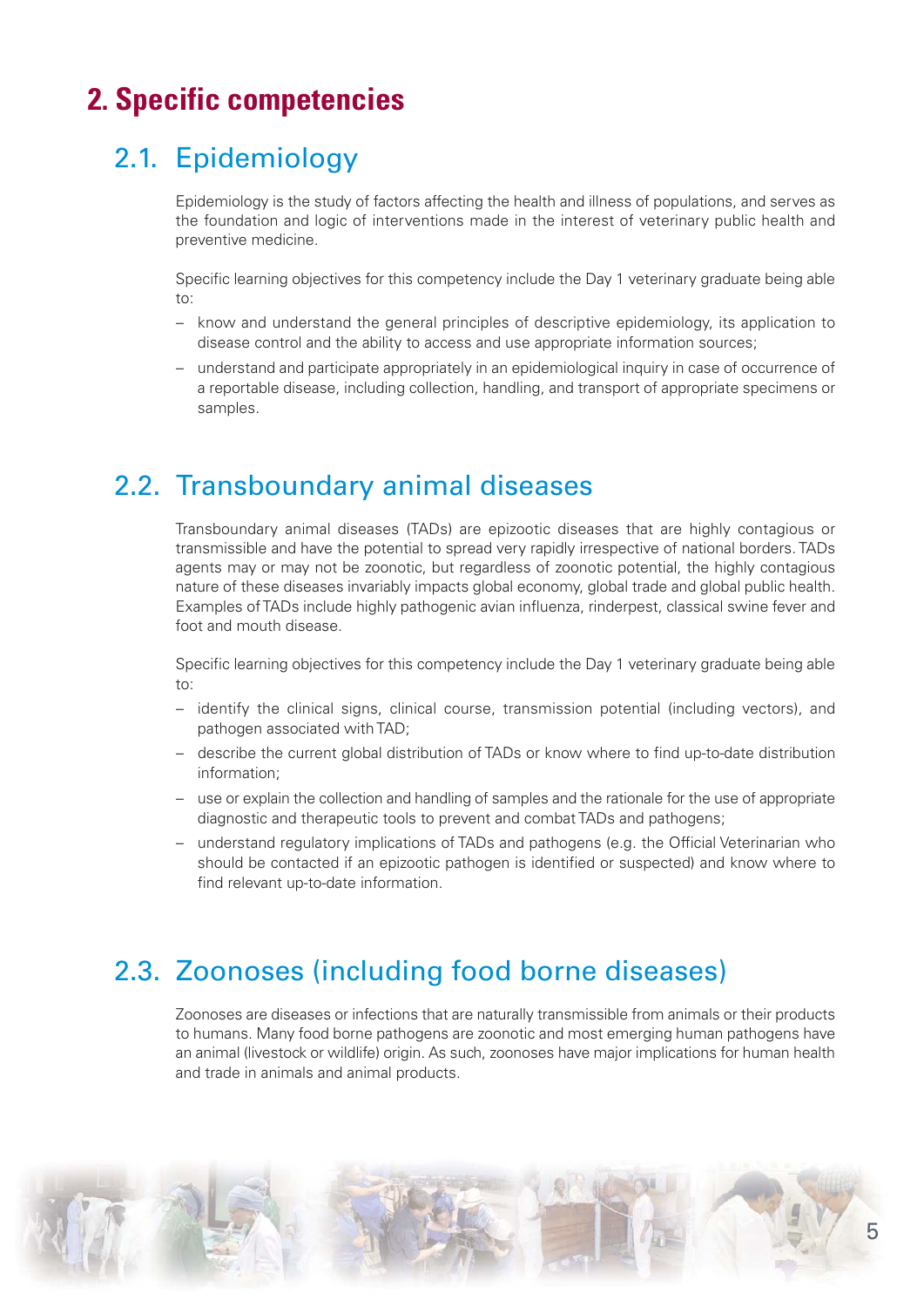# 2. Specific competencies

## 2.1. Epidemiology

Epidemiology is the study of factors affecting the health and illness of populations, and serves as the foundation and logic of interventions made in the interest of veterinary public health and preventive medicine.

Specific learning objectives for this competency include the Day 1 veterinary graduate being able to:

- know and understand the general principles of descriptive epidemiology, its application to disease control and the ability to access and use appropriate information sources;
- understand and participate appropriately in an epidemiological inquiry in case of occurrence of a reportable disease, including collection, handling, and transport of appropriate specimens or samples.

## 2.2. Transboundary animal diseases

Transboundary animal diseases (TADs) are epizootic diseases that are highly contagious or transmissible and have the potential to spread very rapidly irrespective of national borders. TADs agents may or may not be zoonotic, but regardless of zoonotic potential, the highly contagious nature of these diseases invariably impacts global economy, global trade and global public health. Examples of TADs include highly pathogenic avian influenza, rinderpest, classical swine fever and foot and mouth disease.

Specific learning objectives for this competency include the Day 1 veterinary graduate being able to:

- identify the clinical signs, clinical course, transmission potential (including vectors), and pathogen associated with TAD;
- describe the current global distribution of TADs or know where to find up-to-date distribution information;
- use or explain the collection and handling of samples and the rationale for the use of appropriate diagnostic and therapeutic tools to prevent and combat TADs and pathogens;
- understand regulatory implications of TADs and pathogens (e.g. the Official Veterinarian who should be contacted if an epizootic pathogen is identified or suspected) and know where to find relevant up-to-date information.

## 2.3. Zoonoses (including food borne diseases)

Zoonoses are diseases or infections that are naturally transmissible from animals or their products to humans. Many food borne pathogens are zoonotic and most emerging human pathogens have an animal (livestock or wildlife) origin. As such, zoonoses have major implications for human health and trade in animals and animal products.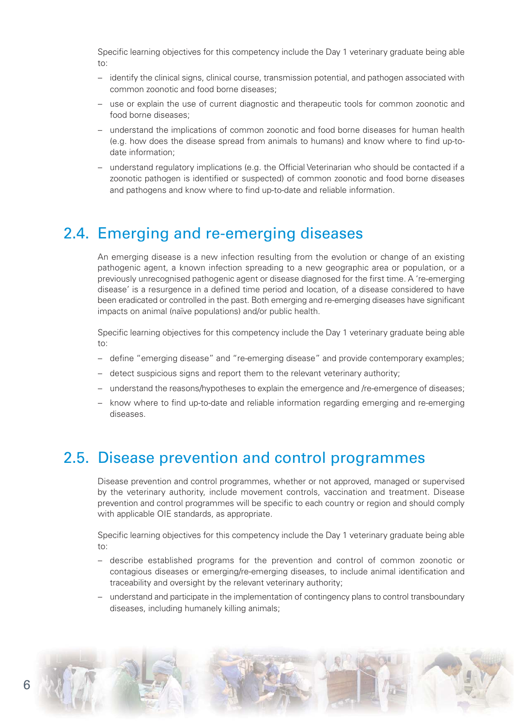Specific learning objectives for this competency include the Day 1 veterinary graduate being able to:

- identify the clinical signs, clinical course, transmission potential, and pathogen associated with common zoonotic and food borne diseases;
- use or explain the use of current diagnostic and therapeutic tools for common zoonotic and food borne diseases;
- understand the implications of common zoonotic and food borne diseases for human health (e.g. how does the disease spread from animals to humans) and know where to find up-to-date information;
- understand regulatory implications (e.g. the Official Veterinarian who should be contacted if a zoonotic pathogen is identified or suspected) of common zoonotic and food borne diseases and pathogens and know where to find up-to-date and reliable information.

## 2.4. Emerging and re-emerging diseases

An emerging disease is a new infection resulting from the evolution or change of an existing pathogenic agent, a known infection spreading to a new geographic area or population, or a previously unrecognised pathogenic agent or disease diagnosed for the first time. A 're-emerging disease' is a resurgence in a defined time period and location, of a disease considered to have been eradicated or controlled in the past. Both emerging and re-emerging diseases have significant impacts on animal (naïve populations) and/or public health.

Specific learning objectives for this competency include the Day 1 veterinary graduate being able to:

- define "emerging disease" and "re-emerging disease" and provide contemporary examples;
- detect suspicious signs and report them to the relevant veterinary authority;
- understand the reasons/hypotheses to explain the emergence and /re-emergence of diseases;
- know where to find up-to-date and reliable information regarding emerging and re-emerging diseases.

## 2.5. Disease prevention and control programmes

Disease prevention and control programmes, whether or not approved, managed or supervised by the veterinary authority, include movement controls, vaccination and treatment. Disease prevention and control programmes will be specific to each country or region and should comply with applicable OIE standards, as appropriate.

Specific learning objectives for this competency include the Day 1 veterinary graduate being able to:

- describe established programs for the prevention and control of common zoonotic or contagious diseases or emerging/re-emerging diseases, to include animal identification and traceability and oversight by the relevant veterinary authority;
- understand and participate in the implementation of contingency plans to control transboundary diseases, including humanely killing animals;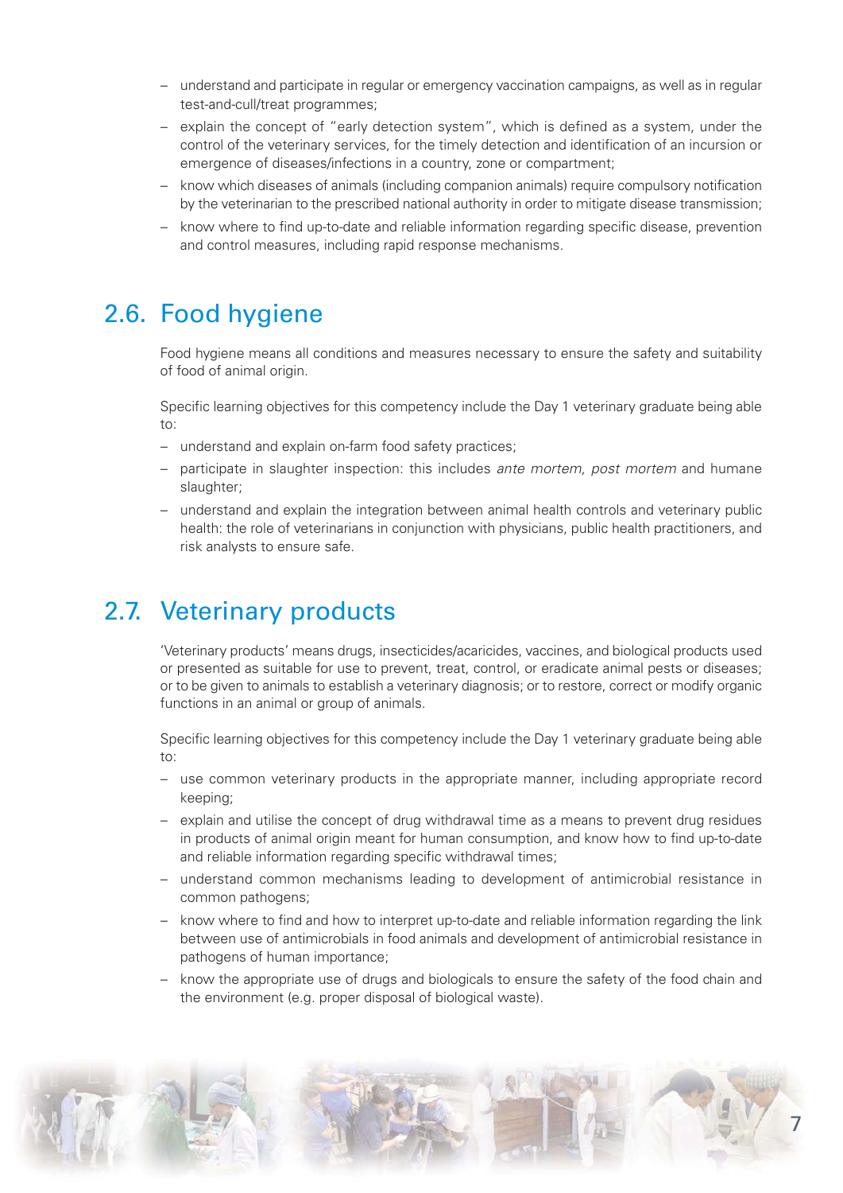- understand and participate in regular or emergency vaccination campaigns, as well as in regular test-and-cull/treat programmes;
- explain the concept of "early detection system", which is defined as a system, under the control of the veterinary services, for the timely detection and identification of an incursion or emergence of diseases/infections in a country, zone or compartment;
- know which diseases of animals (including companion animals) require compulsory notification by the veterinarian to the prescribed national authority in order to mitigate disease transmission;
- know where to find up-to-date and reliable information regarding specific disease, prevention and control measures, including rapid response mechanisms.

## 2.6. Food hygiene

Food hygiene means all conditions and measures necessary to ensure the safety and suitability of food of animal origin.

Specific learning objectives for this competency include the Day 1 veterinary graduate being able to:

- understand and explain on-farm food safety practices;
- participate in slaughter inspection: this includes *ante mortem, post mortem* and humane slaughter;
- understand and explain the integration between animal health controls and veterinary public health: the role of veterinarians in conjunction with physicians, public health practitioners, and risk analysts to ensure safe.

## 2.7. Veterinary products

'Veterinary products' means drugs, insecticides/acaricides, vaccines, and biological products used or presented as suitable for use to prevent, treat, control, or eradicate animal pests or diseases; or to be given to animals to establish a veterinary diagnosis; or to restore, correct or modify organic functions in an animal or group of animals.

Specific learning objectives for this competency include the Day 1 veterinary graduate being able to:

- use common veterinary products in the appropriate manner, including appropriate record keeping;
- explain and utilise the concept of drug withdrawal time as a means to prevent drug residues in products of animal origin meant for human consumption, and know how to find up-to-date and reliable information regarding specific withdrawal times;
- understand common mechanisms leading to development of antimicrobial resistance in common pathogens;
- know where to find and how to interpret up-to-date and reliable information regarding the link between use of antimicrobials in food animals and development of antimicrobial resistance in pathogens of human importance;
- know the appropriate use of drugs and biologicals to ensure the safety of the food chain and the environment (e.g. proper disposal of biological waste).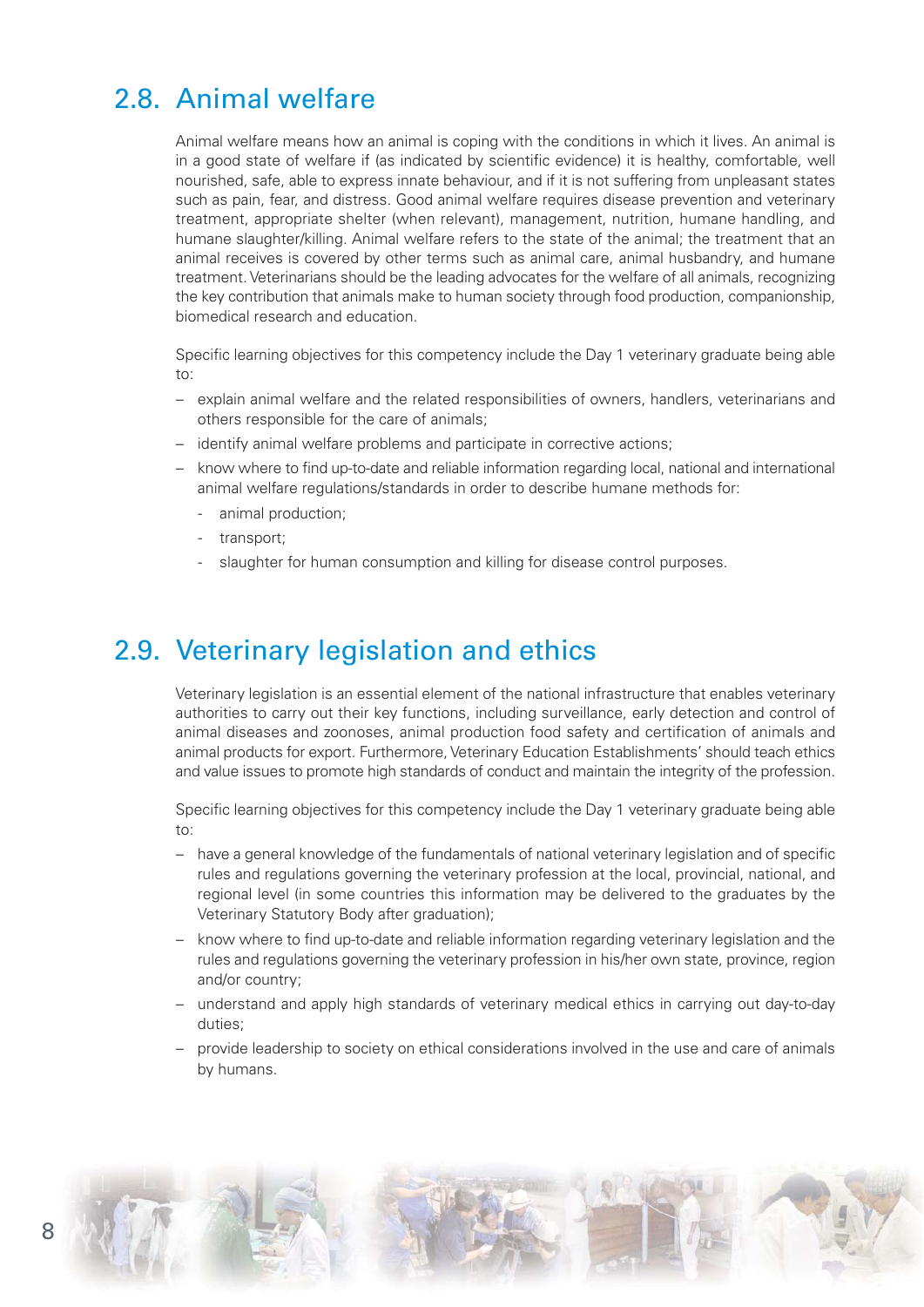## 2.8. Animal welfare

Animal welfare means how an animal is coping with the conditions in which it lives. An animal is in a good state of welfare if (as indicated by scientific evidence) it is healthy, comfortable, well nourished, safe, able to express innate behaviour, and if it is not suffering from unpleasant states such as pain, fear, and distress. Good animal welfare requires disease prevention and veterinary treatment, appropriate shelter (when relevant), management, nutrition, humane handling, and humane slaughter/killing. Animal welfare refers to the state of the animal; the treatment that an animal receives is covered by other terms such as animal care, animal husbandry, and humane treatment. Veterinarians should be the leading advocates for the welfare of all animals, recognizing the key contribution that animals make to human society through food production, companionship, biomedical research and education.

Specific learning objectives for this competency include the Day 1 veterinary graduate being able to:

- explain animal welfare and the related responsibilities of owners, handlers, veterinarians and others responsible for the care of animals;
- identify animal welfare problems and participate in corrective actions;
- know where to find up-to-date and reliable information regarding local, national and international animal welfare regulations/standards in order to describe humane methods for:
  - animal production;
  - transport;
  - slaughter for human consumption and killing for disease control purposes.

## 2.9. Veterinary legislation and ethics

Veterinary legislation is an essential element of the national infrastructure that enables veterinary authorities to carry out their key functions, including surveillance, early detection and control of animal diseases and zoonoses, animal production food safety and certification of animals and animal products for export. Furthermore, Veterinary Education Establishments' should teach ethics and value issues to promote high standards of conduct and maintain the integrity of the profession.

Specific learning objectives for this competency include the Day 1 veterinary graduate being able to:

- have a general knowledge of the fundamentals of national veterinary legislation and of specific rules and regulations governing the veterinary profession at the local, provincial, national, and regional level (in some countries this information may be delivered to the graduates by the Veterinary Statutory Body after graduation);
- know where to find up-to-date and reliable information regarding veterinary legislation and the rules and regulations governing the veterinary profession in his/her own state, province, region and/or country;
- understand and apply high standards of veterinary medical ethics in carrying out day-to-day duties;
- provide leadership to society on ethical considerations involved in the use and care of animals by humans.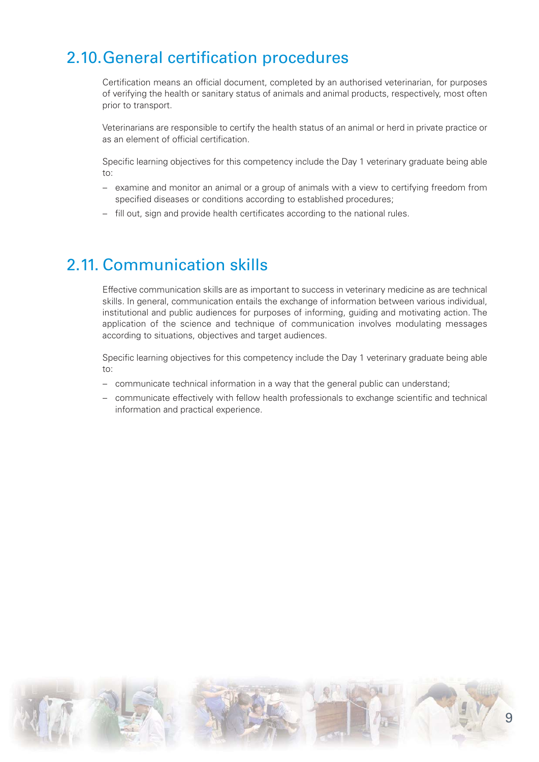## 2.10. General certification procedures

Certification means an official document, completed by an authorised veterinarian, for purposes of verifying the health or sanitary status of animals and animal products, respectively, most often prior to transport.

Veterinarians are responsible to certify the health status of an animal or herd in private practice or as an element of official certification.

Specific learning objectives for this competency include the Day 1 veterinary graduate being able to:

- examine and monitor an animal or a group of animals with a view to certifying freedom from specified diseases or conditions according to established procedures;
- fill out, sign and provide health certificates according to the national rules.

## 2.11. Communication skills

Effective communication skills are as important to success in veterinary medicine as are technical skills. In general, communication entails the exchange of information between various individual, institutional and public audiences for purposes of informing, guiding and motivating action. The application of the science and technique of communication involves modulating messages according to situations, objectives and target audiences.

Specific learning objectives for this competency include the Day 1 veterinary graduate being able to:

- communicate technical information in a way that the general public can understand;
- communicate effectively with fellow health professionals to exchange scientific and technical information and practical experience.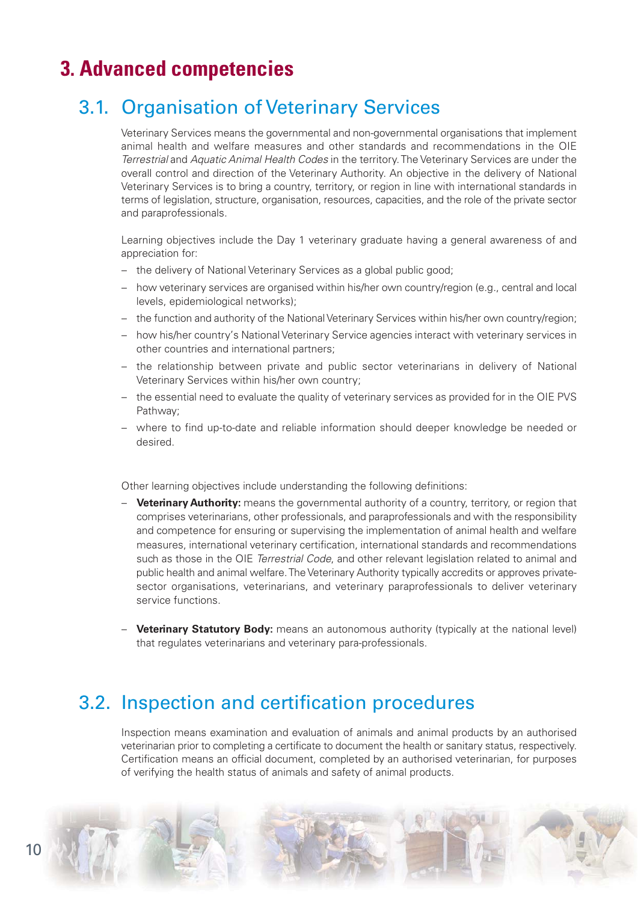# 3. Advanced competencies

## 3.1. Organisation of Veterinary Services

Veterinary Services means the governmental and non-governmental organisations that implement animal health and welfare measures and other standards and recommendations in the OIE *Terrestrial* and *Aquatic Animal Health Codes* in the territory. The Veterinary Services are under the overall control and direction of the Veterinary Authority. An objective in the delivery of National Veterinary Services is to bring a country, territory, or region in line with international standards in terms of legislation, structure, organisation, resources, capacities, and the role of the private sector and paraprofessionals.

Learning objectives include the Day 1 veterinary graduate having a general awareness of and appreciation for:

- the delivery of National Veterinary Services as a global public good;
- how veterinary services are organised within his/her own country/region (e.g., central and local levels, epidemiological networks);
- the function and authority of the National Veterinary Services within his/her own country/region;
- how his/her country's National Veterinary Service agencies interact with veterinary services in other countries and international partners;
- the relationship between private and public sector veterinarians in delivery of National Veterinary Services within his/her own country;
- the essential need to evaluate the quality of veterinary services as provided for in the OIE PVS Pathway;
- where to find up-to-date and reliable information should deeper knowledge be needed or desired.

Other learning objectives include understanding the following definitions:

- **Veterinary Authority:** means the governmental authority of a country, territory, or region that comprises veterinarians, other professionals, and paraprofessionals and with the responsibility and competence for ensuring or supervising the implementation of animal health and welfare measures, international veterinary certification, international standards and recommendations such as those in the OIE *Terrestrial Code*, and other relevant legislation related to animal and public health and animal welfare. The Veterinary Authority typically accredits or approves private-sector organisations, veterinarians, and veterinary paraprofessionals to deliver veterinary service functions.

- **Veterinary Statutory Body:** means an autonomous authority (typically at the national level) that regulates veterinarians and veterinary para-professionals.

## 3.2. Inspection and certification procedures

Inspection means examination and evaluation of animals and animal products by an authorised veterinarian prior to completing a certificate to document the health or sanitary status, respectively. Certification means an official document, completed by an authorised veterinarian, for purposes of verifying the health status of animals and safety of animal products.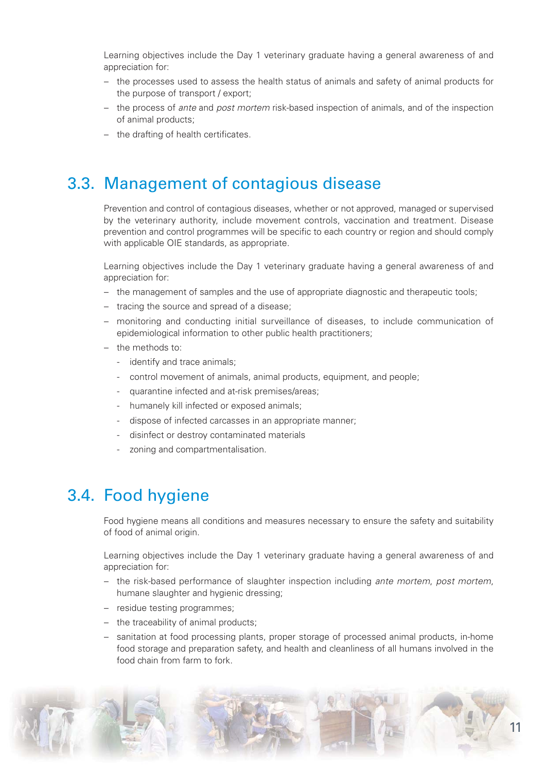Learning objectives include the Day 1 veterinary graduate having a general awareness of and appreciation for:

– the processes used to assess the health status of animals and safety of animal products for the purpose of transport / export;
– the process of *ante* and *post mortem* risk-based inspection of animals, and of the inspection of animal products;
– the drafting of health certificates.

## 3.3. Management of contagious disease

Prevention and control of contagious diseases, whether or not approved, managed or supervised by the veterinary authority, include movement controls, vaccination and treatment. Disease prevention and control programmes will be specific to each country or region and should comply with applicable OIE standards, as appropriate.

Learning objectives include the Day 1 veterinary graduate having a general awareness of and appreciation for:

– the management of samples and the use of appropriate diagnostic and therapeutic tools;
– tracing the source and spread of a disease;
– monitoring and conducting initial surveillance of diseases, to include communication of epidemiological information to other public health practitioners;
– the methods to:
  - identify and trace animals;
  - control movement of animals, animal products, equipment, and people;
  - quarantine infected and at-risk premises/areas;
  - humanely kill infected or exposed animals;
  - dispose of infected carcasses in an appropriate manner;
  - disinfect or destroy contaminated materials
  - zoning and compartmentalisation.

## 3.4. Food hygiene

Food hygiene means all conditions and measures necessary to ensure the safety and suitability of food of animal origin.

Learning objectives include the Day 1 veterinary graduate having a general awareness of and appreciation for:

– the risk-based performance of slaughter inspection including *ante mortem*, *post mortem*, humane slaughter and hygienic dressing;
– residue testing programmes;
– the traceability of animal products;
– sanitation at food processing plants, proper storage of processed animal products, in-home food storage and preparation safety, and health and cleanliness of all humans involved in the food chain from farm to fork.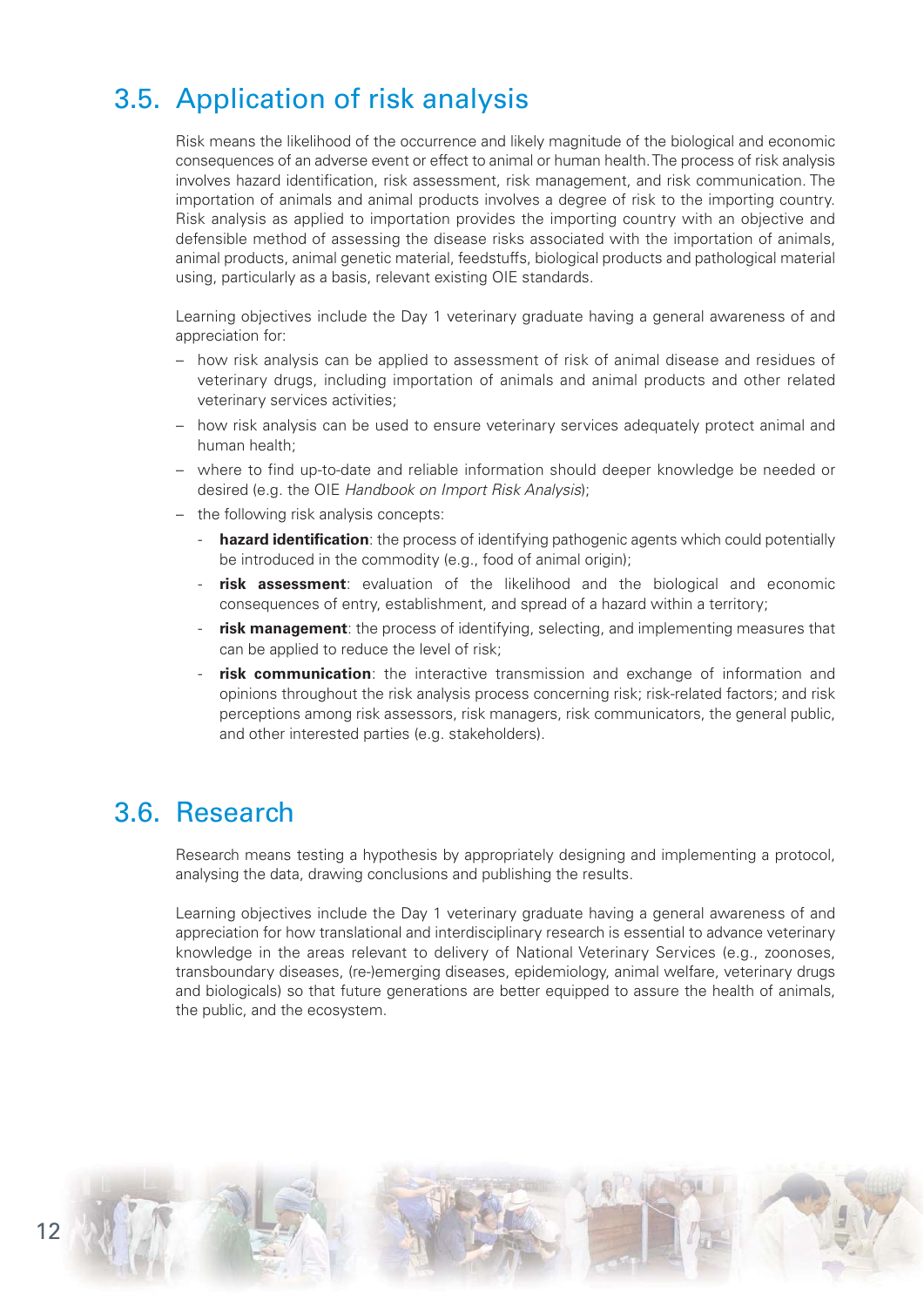## 3.5. Application of risk analysis

Risk means the likelihood of the occurrence and likely magnitude of the biological and economic consequences of an adverse event or effect to animal or human health. The process of risk analysis involves hazard identification, risk assessment, risk management, and risk communication. The importation of animals and animal products involves a degree of risk to the importing country. Risk analysis as applied to importation provides the importing country with an objective and defensible method of assessing the disease risks associated with the importation of animals, animal products, animal genetic material, feedstuffs, biological products and pathological material using, particularly as a basis, relevant existing OIE standards.

Learning objectives include the Day 1 veterinary graduate having a general awareness of and appreciation for:

- how risk analysis can be applied to assessment of risk of animal disease and residues of veterinary drugs, including importation of animals and animal products and other related veterinary services activities;
- how risk analysis can be used to ensure veterinary services adequately protect animal and human health;
- where to find up-to-date and reliable information should deeper knowledge be needed or desired (e.g. the OIE *Handbook on Import Risk Analysis*);
- the following risk analysis concepts:
  - **hazard identification**: the process of identifying pathogenic agents which could potentially be introduced in the commodity (e.g., food of animal origin);
  - **risk assessment**: evaluation of the likelihood and the biological and economic consequences of entry, establishment, and spread of a hazard within a territory;
  - **risk management**: the process of identifying, selecting, and implementing measures that can be applied to reduce the level of risk;
  - **risk communication**: the interactive transmission and exchange of information and opinions throughout the risk analysis process concerning risk; risk-related factors; and risk perceptions among risk assessors, risk managers, risk communicators, the general public, and other interested parties (e.g. stakeholders).

## 3.6. Research

Research means testing a hypothesis by appropriately designing and implementing a protocol, analysing the data, drawing conclusions and publishing the results.

Learning objectives include the Day 1 veterinary graduate having a general awareness of and appreciation for how translational and interdisciplinary research is essential to advance veterinary knowledge in the areas relevant to delivery of National Veterinary Services (e.g., zoonoses, transboundary diseases, (re-)emerging diseases, epidemiology, animal welfare, veterinary drugs and biologicals) so that future generations are better equipped to assure the health of animals, the public, and the ecosystem.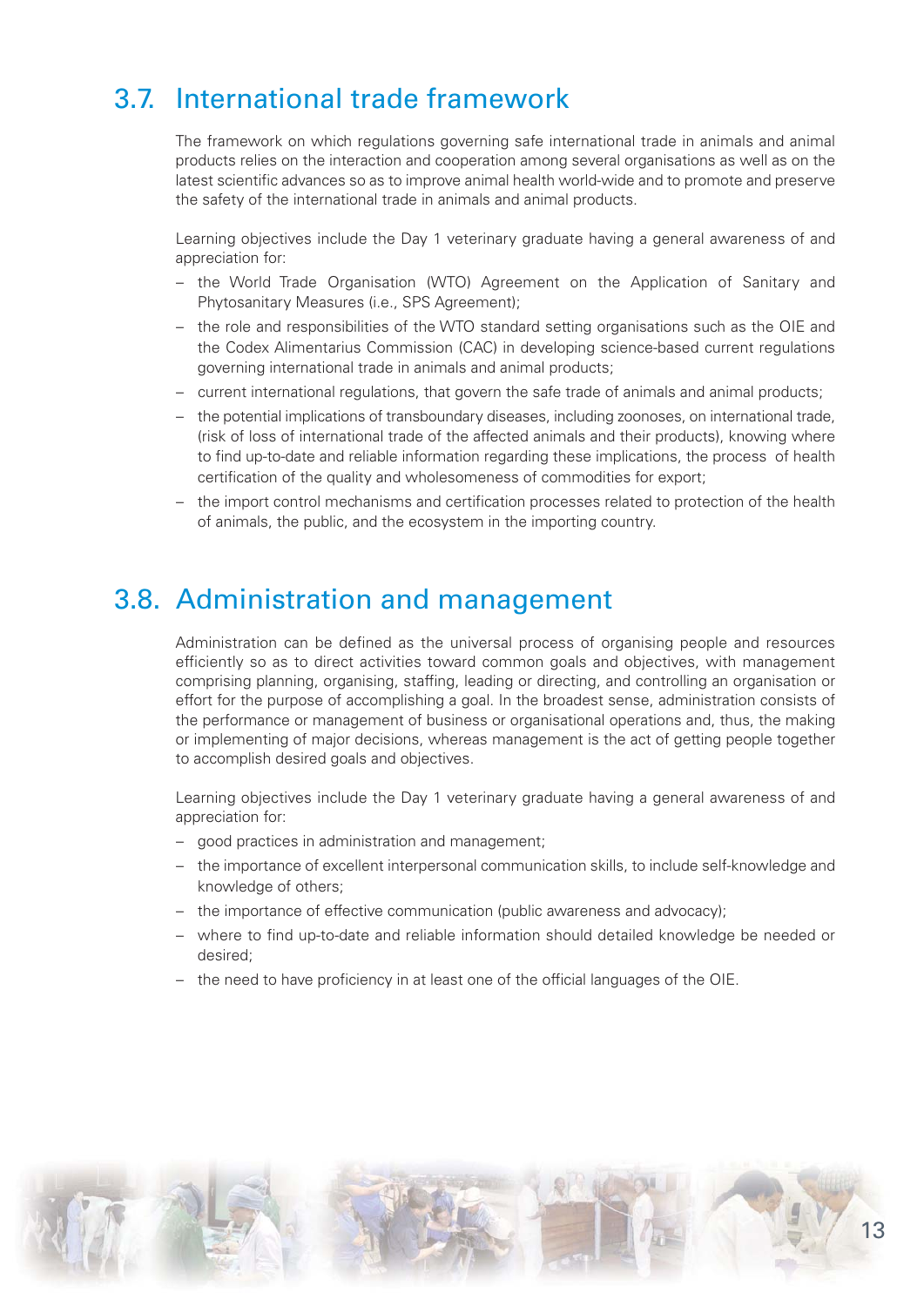## 3.7. International trade framework

The framework on which regulations governing safe international trade in animals and animal products relies on the interaction and cooperation among several organisations as well as on the latest scientific advances so as to improve animal health world-wide and to promote and preserve the safety of the international trade in animals and animal products.

Learning objectives include the Day 1 veterinary graduate having a general awareness of and appreciation for:

- the World Trade Organisation (WTO) Agreement on the Application of Sanitary and Phytosanitary Measures (i.e., SPS Agreement);
- the role and responsibilities of the WTO standard setting organisations such as the OIE and the Codex Alimentarius Commission (CAC) in developing science-based current regulations governing international trade in animals and animal products;
- current international regulations, that govern the safe trade of animals and animal products;
- the potential implications of transboundary diseases, including zoonoses, on international trade, (risk of loss of international trade of the affected animals and their products), knowing where to find up-to-date and reliable information regarding these implications, the process of health certification of the quality and wholesomeness of commodities for export;
- the import control mechanisms and certification processes related to protection of the health of animals, the public, and the ecosystem in the importing country.

## 3.8. Administration and management

Administration can be defined as the universal process of organising people and resources efficiently so as to direct activities toward common goals and objectives, with management comprising planning, organising, staffing, leading or directing, and controlling an organisation or effort for the purpose of accomplishing a goal. In the broadest sense, administration consists of the performance or management of business or organisational operations and, thus, the making or implementing of major decisions, whereas management is the act of getting people together to accomplish desired goals and objectives.

Learning objectives include the Day 1 veterinary graduate having a general awareness of and appreciation for:

- good practices in administration and management;
- the importance of excellent interpersonal communication skills, to include self-knowledge and knowledge of others;
- the importance of effective communication (public awareness and advocacy);
- where to find up-to-date and reliable information should detailed knowledge be needed or desired;
- the need to have proficiency in at least one of the official languages of the OIE.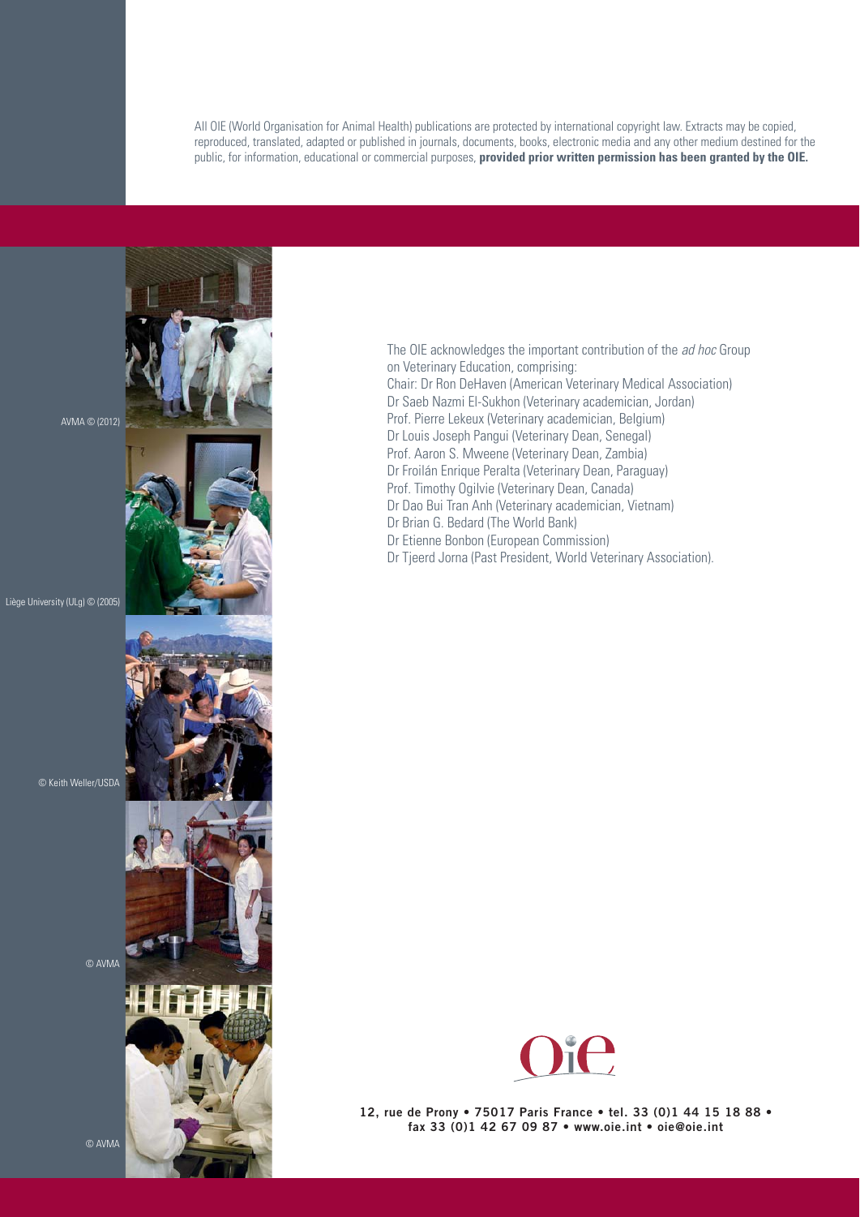All OIE (World Organisation for Animal Health) publications are protected by international copyright law. Extracts may be copied, reproduced, translated, adapted or published in journals, documents, books, electronic media and any other medium destined for the public, for information, educational or commercial purposes, **provided prior written permission has been granted by the OIE.**

AVMA © (2012)

Liège University (ULg) © (2005)

© Keith Weller/USDA

© AVMA

© AVMA

The OIE acknowledges the important contribution of the *ad hoc* Group on Veterinary Education, comprising:
Chair: Dr Ron DeHaven (American Veterinary Medical Association)
Dr Saeb Nazmi El-Sukhon (Veterinary academician, Jordan)
Prof. Pierre Lekeux (Veterinary academician, Belgium)
Dr Louis Joseph Pangui (Veterinary Dean, Senegal)
Prof. Aaron S. Mweene (Veterinary Dean, Zambia)
Dr Froilán Enrique Peralta (Veterinary Dean, Paraguay)
Prof. Timothy Ogilvie (Veterinary Dean, Canada)
Dr Dao Bui Tran Anh (Veterinary academician, Vietnam)
Dr Brian G. Bedard (The World Bank)
Dr Etienne Bonbon (European Commission)
Dr Tjeerd Jorna (Past President, World Veterinary Association).

**12, rue de Prony • 75017 Paris France • tel. 33 (0)1 44 15 18 88 • fax 33 (0)1 42 67 09 87 • www.oie.int • oie@oie.int**